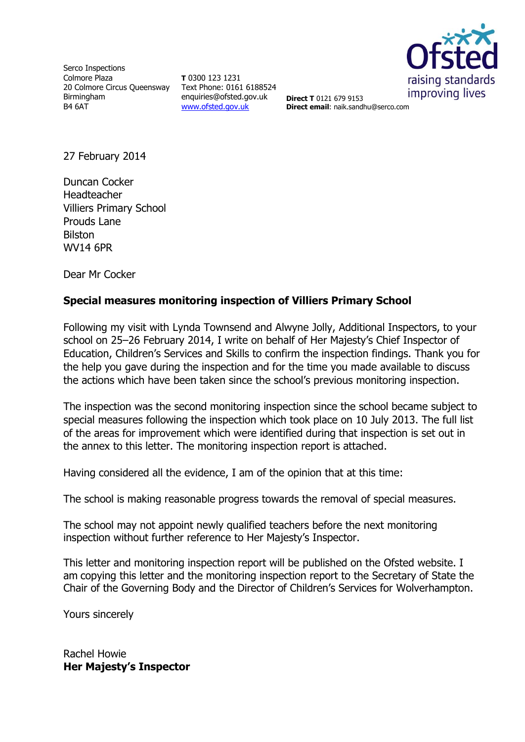Serco Inspections
Colmore Plaza
20 Colmore Circus Queensway
Birmingham
B4 6AT

**T** 0300 123 1231
Text Phone: 0161 6188524
enquiries@ofsted.gov.uk
www.ofsted.gov.uk

**Direct T** 0121 679 9153
**Direct email**: naik.sandhu@serco.com

Ofsted
raising standards
improving lives

27 February 2014

Duncan Cocker
Headteacher
Villiers Primary School
Prouds Lane
Bilston
WV14 6PR

Dear Mr Cocker

**Special measures monitoring inspection of Villiers Primary School**

Following my visit with Lynda Townsend and Alwyne Jolly, Additional Inspectors, to your school on 25–26 February 2014, I write on behalf of Her Majesty's Chief Inspector of Education, Children's Services and Skills to confirm the inspection findings. Thank you for the help you gave during the inspection and for the time you made available to discuss the actions which have been taken since the school's previous monitoring inspection.

The inspection was the second monitoring inspection since the school became subject to special measures following the inspection which took place on 10 July 2013. The full list of the areas for improvement which were identified during that inspection is set out in the annex to this letter. The monitoring inspection report is attached.

Having considered all the evidence, I am of the opinion that at this time:

The school is making reasonable progress towards the removal of special measures.

The school may not appoint newly qualified teachers before the next monitoring inspection without further reference to Her Majesty's Inspector.

This letter and monitoring inspection report will be published on the Ofsted website. I am copying this letter and the monitoring inspection report to the Secretary of State the Chair of the Governing Body and the Director of Children's Services for Wolverhampton.

Yours sincerely

Rachel Howie
**Her Majesty's Inspector**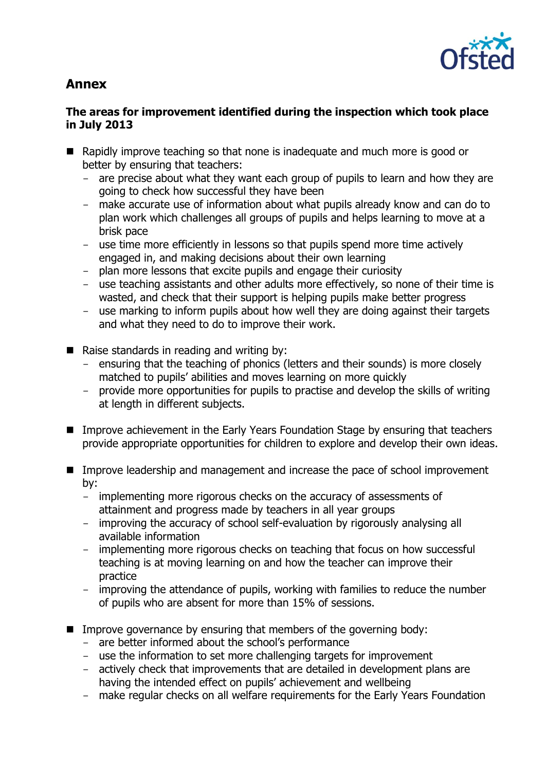## Annex

### The areas for improvement identified during the inspection which took place in July 2013

- Rapidly improve teaching so that none is inadequate and much more is good or better by ensuring that teachers:
  - are precise about what they want each group of pupils to learn and how they are going to check how successful they have been
  - make accurate use of information about what pupils already know and can do to plan work which challenges all groups of pupils and helps learning to move at a brisk pace
  - use time more efficiently in lessons so that pupils spend more time actively engaged in, and making decisions about their own learning
  - plan more lessons that excite pupils and engage their curiosity
  - use teaching assistants and other adults more effectively, so none of their time is wasted, and check that their support is helping pupils make better progress
  - use marking to inform pupils about how well they are doing against their targets and what they need to do to improve their work.

- Raise standards in reading and writing by:
  - ensuring that the teaching of phonics (letters and their sounds) is more closely matched to pupils' abilities and moves learning on more quickly
  - provide more opportunities for pupils to practise and develop the skills of writing at length in different subjects.

- Improve achievement in the Early Years Foundation Stage by ensuring that teachers provide appropriate opportunities for children to explore and develop their own ideas.

- Improve leadership and management and increase the pace of school improvement by:
  - implementing more rigorous checks on the accuracy of assessments of attainment and progress made by teachers in all year groups
  - improving the accuracy of school self-evaluation by rigorously analysing all available information
  - implementing more rigorous checks on teaching that focus on how successful teaching is at moving learning on and how the teacher can improve their practice
  - improving the attendance of pupils, working with families to reduce the number of pupils who are absent for more than 15% of sessions.

- Improve governance by ensuring that members of the governing body:
  - are better informed about the school's performance
  - use the information to set more challenging targets for improvement
  - actively check that improvements that are detailed in development plans are having the intended effect on pupils' achievement and wellbeing
  - make regular checks on all welfare requirements for the Early Years Foundation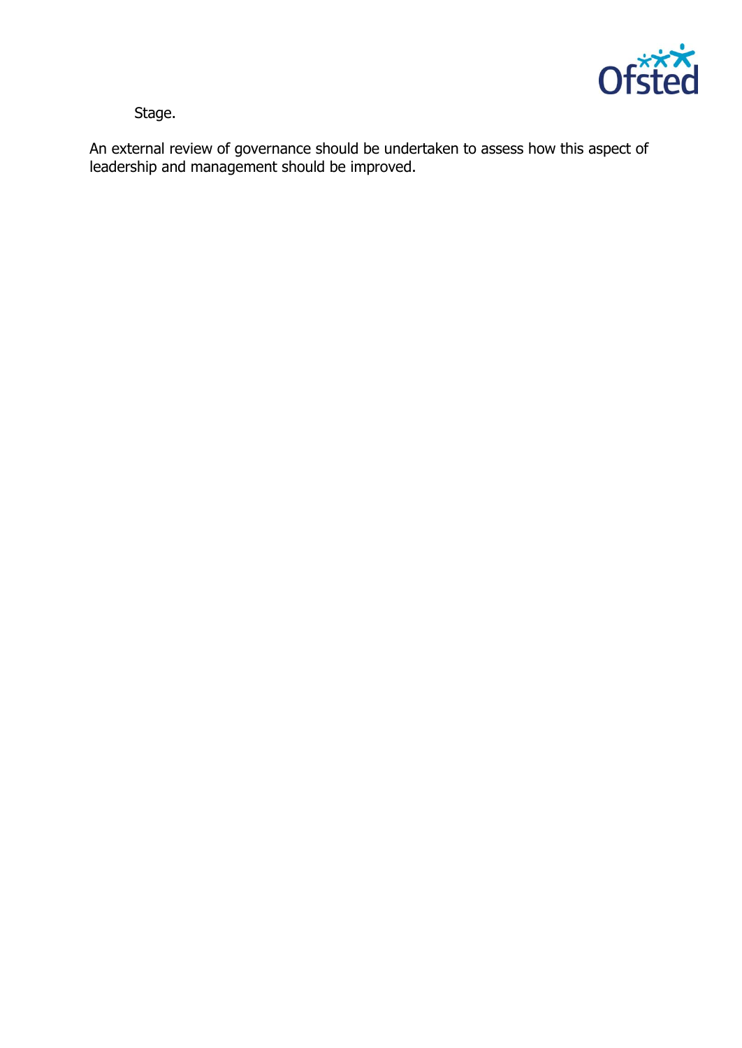Stage.

An external review of governance should be undertaken to assess how this aspect of leadership and management should be improved.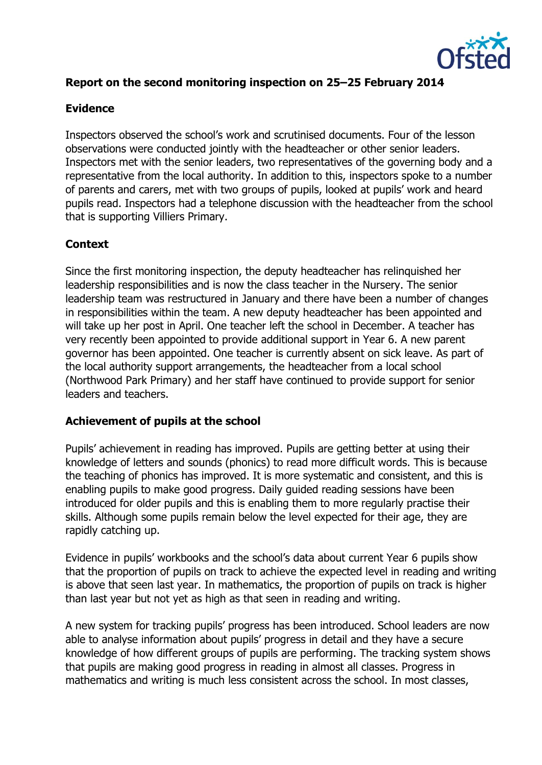**Report on the second monitoring inspection on 25–25 February 2014**

**Evidence**

Inspectors observed the school's work and scrutinised documents. Four of the lesson observations were conducted jointly with the headteacher or other senior leaders. Inspectors met with the senior leaders, two representatives of the governing body and a representative from the local authority. In addition to this, inspectors spoke to a number of parents and carers, met with two groups of pupils, looked at pupils' work and heard pupils read. Inspectors had a telephone discussion with the headteacher from the school that is supporting Villiers Primary.

**Context**

Since the first monitoring inspection, the deputy headteacher has relinquished her leadership responsibilities and is now the class teacher in the Nursery. The senior leadership team was restructured in January and there have been a number of changes in responsibilities within the team. A new deputy headteacher has been appointed and will take up her post in April. One teacher left the school in December. A teacher has very recently been appointed to provide additional support in Year 6. A new parent governor has been appointed. One teacher is currently absent on sick leave. As part of the local authority support arrangements, the headteacher from a local school (Northwood Park Primary) and her staff have continued to provide support for senior leaders and teachers.

**Achievement of pupils at the school**

Pupils' achievement in reading has improved. Pupils are getting better at using their knowledge of letters and sounds (phonics) to read more difficult words. This is because the teaching of phonics has improved. It is more systematic and consistent, and this is enabling pupils to make good progress. Daily guided reading sessions have been introduced for older pupils and this is enabling them to more regularly practise their skills. Although some pupils remain below the level expected for their age, they are rapidly catching up.

Evidence in pupils' workbooks and the school's data about current Year 6 pupils show that the proportion of pupils on track to achieve the expected level in reading and writing is above that seen last year. In mathematics, the proportion of pupils on track is higher than last year but not yet as high as that seen in reading and writing.

A new system for tracking pupils' progress has been introduced. School leaders are now able to analyse information about pupils' progress in detail and they have a secure knowledge of how different groups of pupils are performing. The tracking system shows that pupils are making good progress in reading in almost all classes. Progress in mathematics and writing is much less consistent across the school. In most classes,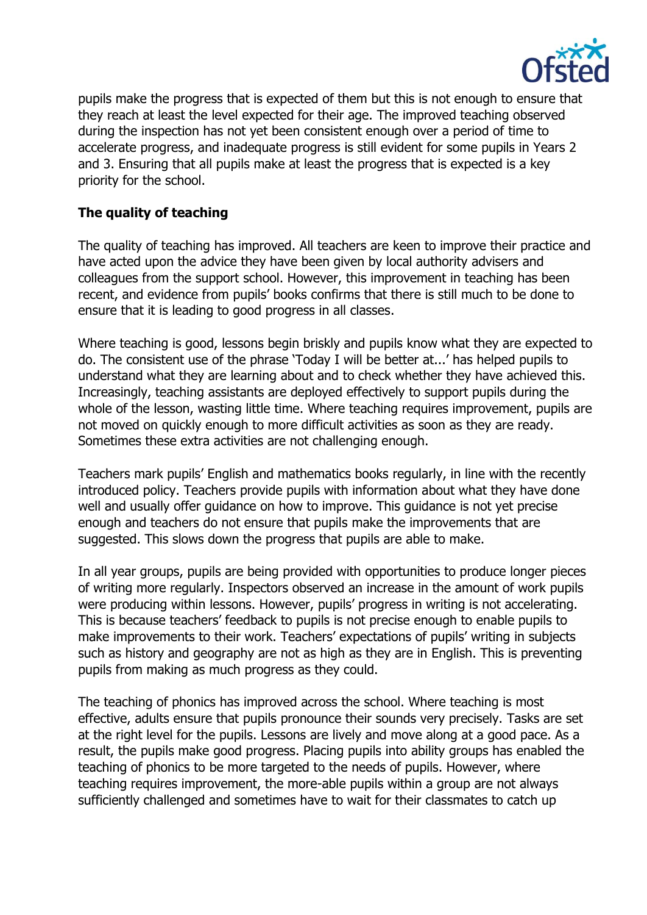pupils make the progress that is expected of them but this is not enough to ensure that they reach at least the level expected for their age. The improved teaching observed during the inspection has not yet been consistent enough over a period of time to accelerate progress, and inadequate progress is still evident for some pupils in Years 2 and 3. Ensuring that all pupils make at least the progress that is expected is a key priority for the school.

**The quality of teaching**

The quality of teaching has improved. All teachers are keen to improve their practice and have acted upon the advice they have been given by local authority advisers and colleagues from the support school. However, this improvement in teaching has been recent, and evidence from pupils' books confirms that there is still much to be done to ensure that it is leading to good progress in all classes.

Where teaching is good, lessons begin briskly and pupils know what they are expected to do. The consistent use of the phrase 'Today I will be better at...' has helped pupils to understand what they are learning about and to check whether they have achieved this. Increasingly, teaching assistants are deployed effectively to support pupils during the whole of the lesson, wasting little time. Where teaching requires improvement, pupils are not moved on quickly enough to more difficult activities as soon as they are ready. Sometimes these extra activities are not challenging enough.

Teachers mark pupils' English and mathematics books regularly, in line with the recently introduced policy. Teachers provide pupils with information about what they have done well and usually offer guidance on how to improve. This guidance is not yet precise enough and teachers do not ensure that pupils make the improvements that are suggested. This slows down the progress that pupils are able to make.

In all year groups, pupils are being provided with opportunities to produce longer pieces of writing more regularly. Inspectors observed an increase in the amount of work pupils were producing within lessons. However, pupils' progress in writing is not accelerating. This is because teachers' feedback to pupils is not precise enough to enable pupils to make improvements to their work. Teachers' expectations of pupils' writing in subjects such as history and geography are not as high as they are in English. This is preventing pupils from making as much progress as they could.

The teaching of phonics has improved across the school. Where teaching is most effective, adults ensure that pupils pronounce their sounds very precisely. Tasks are set at the right level for the pupils. Lessons are lively and move along at a good pace. As a result, the pupils make good progress. Placing pupils into ability groups has enabled the teaching of phonics to be more targeted to the needs of pupils. However, where teaching requires improvement, the more-able pupils within a group are not always sufficiently challenged and sometimes have to wait for their classmates to catch up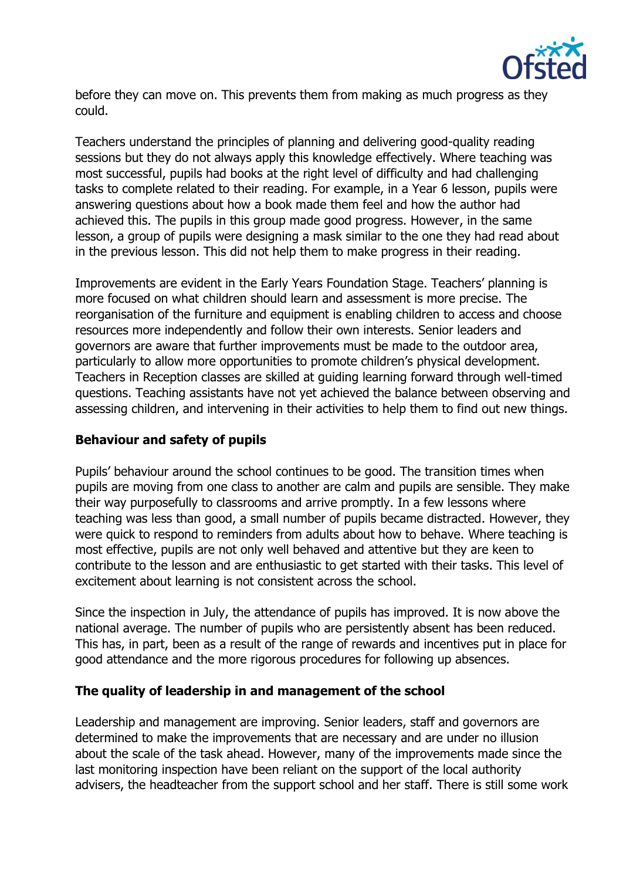before they can move on. This prevents them from making as much progress as they could.

Teachers understand the principles of planning and delivering good-quality reading sessions but they do not always apply this knowledge effectively. Where teaching was most successful, pupils had books at the right level of difficulty and had challenging tasks to complete related to their reading. For example, in a Year 6 lesson, pupils were answering questions about how a book made them feel and how the author had achieved this. The pupils in this group made good progress. However, in the same lesson, a group of pupils were designing a mask similar to the one they had read about in the previous lesson. This did not help them to make progress in their reading.

Improvements are evident in the Early Years Foundation Stage. Teachers' planning is more focused on what children should learn and assessment is more precise. The reorganisation of the furniture and equipment is enabling children to access and choose resources more independently and follow their own interests. Senior leaders and governors are aware that further improvements must be made to the outdoor area, particularly to allow more opportunities to promote children's physical development. Teachers in Reception classes are skilled at guiding learning forward through well-timed questions. Teaching assistants have not yet achieved the balance between observing and assessing children, and intervening in their activities to help them to find out new things.

**Behaviour and safety of pupils**

Pupils' behaviour around the school continues to be good. The transition times when pupils are moving from one class to another are calm and pupils are sensible. They make their way purposefully to classrooms and arrive promptly. In a few lessons where teaching was less than good, a small number of pupils became distracted. However, they were quick to respond to reminders from adults about how to behave. Where teaching is most effective, pupils are not only well behaved and attentive but they are keen to contribute to the lesson and are enthusiastic to get started with their tasks. This level of excitement about learning is not consistent across the school.

Since the inspection in July, the attendance of pupils has improved. It is now above the national average. The number of pupils who are persistently absent has been reduced. This has, in part, been as a result of the range of rewards and incentives put in place for good attendance and the more rigorous procedures for following up absences.

**The quality of leadership in and management of the school**

Leadership and management are improving. Senior leaders, staff and governors are determined to make the improvements that are necessary and are under no illusion about the scale of the task ahead. However, many of the improvements made since the last monitoring inspection have been reliant on the support of the local authority advisers, the headteacher from the support school and her staff. There is still some work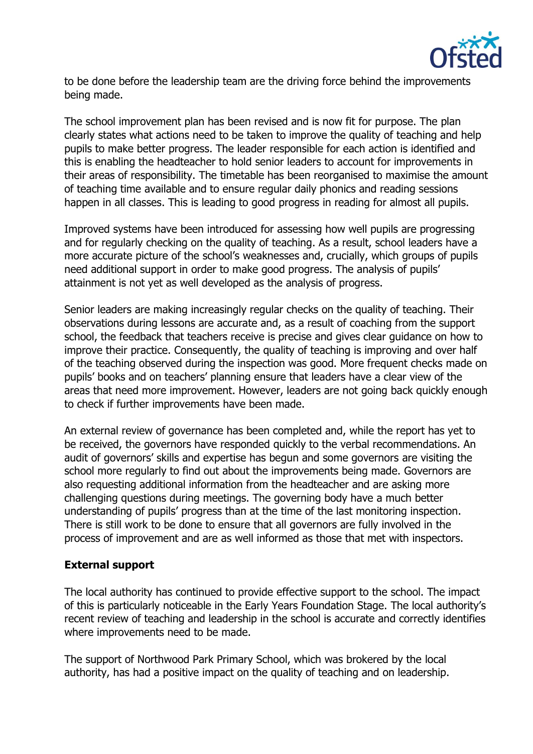to be done before the leadership team are the driving force behind the improvements being made.

The school improvement plan has been revised and is now fit for purpose. The plan clearly states what actions need to be taken to improve the quality of teaching and help pupils to make better progress. The leader responsible for each action is identified and this is enabling the headteacher to hold senior leaders to account for improvements in their areas of responsibility. The timetable has been reorganised to maximise the amount of teaching time available and to ensure regular daily phonics and reading sessions happen in all classes. This is leading to good progress in reading for almost all pupils.

Improved systems have been introduced for assessing how well pupils are progressing and for regularly checking on the quality of teaching. As a result, school leaders have a more accurate picture of the school's weaknesses and, crucially, which groups of pupils need additional support in order to make good progress. The analysis of pupils' attainment is not yet as well developed as the analysis of progress.

Senior leaders are making increasingly regular checks on the quality of teaching. Their observations during lessons are accurate and, as a result of coaching from the support school, the feedback that teachers receive is precise and gives clear guidance on how to improve their practice. Consequently, the quality of teaching is improving and over half of the teaching observed during the inspection was good. More frequent checks made on pupils' books and on teachers' planning ensure that leaders have a clear view of the areas that need more improvement. However, leaders are not going back quickly enough to check if further improvements have been made.

An external review of governance has been completed and, while the report has yet to be received, the governors have responded quickly to the verbal recommendations. An audit of governors' skills and expertise has begun and some governors are visiting the school more regularly to find out about the improvements being made. Governors are also requesting additional information from the headteacher and are asking more challenging questions during meetings. The governing body have a much better understanding of pupils' progress than at the time of the last monitoring inspection. There is still work to be done to ensure that all governors are fully involved in the process of improvement and are as well informed as those that met with inspectors.

**External support**

The local authority has continued to provide effective support to the school. The impact of this is particularly noticeable in the Early Years Foundation Stage. The local authority's recent review of teaching and leadership in the school is accurate and correctly identifies where improvements need to be made.

The support of Northwood Park Primary School, which was brokered by the local authority, has had a positive impact on the quality of teaching and on leadership.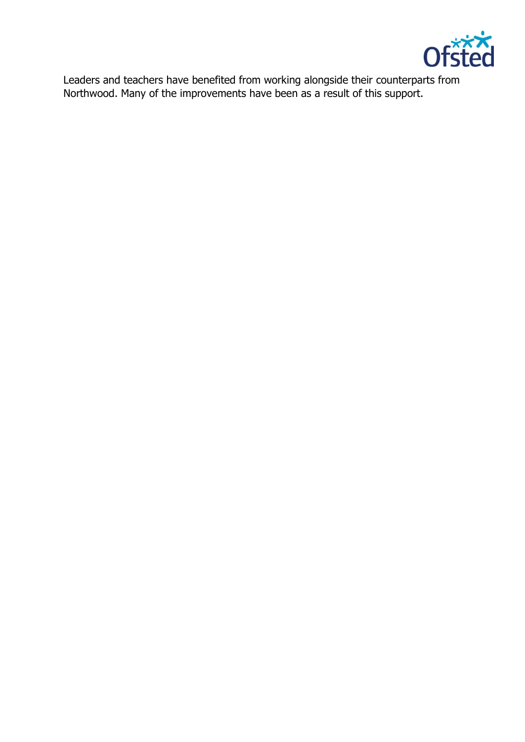Leaders and teachers have benefited from working alongside their counterparts from Northwood. Many of the improvements have been as a result of this support.